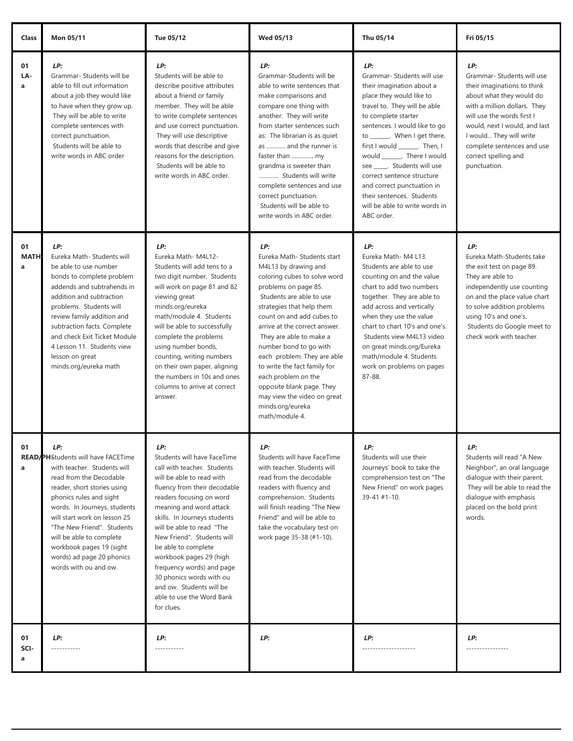| Class | Mon 05/11 | Tue 05/12 | Wed 05/13 | Thu 05/14 | Fri 05/15 |
|---|---|---|---|---|---|
| 01 LA-a | ***LP:*** Grammar- Students will be able to fill out information about a job they would like to have when they grow up. They will be able to write complete sentences with correct punctuation. Students will be able to write words in ABC order | ***LP:*** Students will be able to describe positive attributes about a friend or family member. They will be able to write complete sentences and use correct punctuation. They will use descriptive words that describe and give reasons for the description. Students will be able to write words in ABC order. | ***LP:*** Grammar-Students will be able to write sentences that make comparisons and compare one thing with another. They will write from starter sentences such as: The librarian is as quiet as ............ and the runner is faster than ............., my grandma is sweeter than ............. Students will write complete sentences and use correct punctuation. Students will be able to write words in ABC order. | ***LP:*** Grammar- Students will use their imagination about a place they would like to travel to. They will be able to complete starter sentences. I would like to go to _______. When I get there, first I would _______. Then, I would _______. There I would see _____. Students will use correct sentence structure and correct punctuation in their sentences. Students will be able to write words in ABC order. | ***LP:*** Grammar- Students will use their imaginations to think about what they would do with a million dollars. They will use the words first I would, next I would, and last I would... They will write complete sentences and use correct spelling and punctuation. |
| 01 MATH-a | ***LP:*** Eureka Math- Students will be able to use number bonds to complete problem addends and subtrahends in addition and subtraction problems. Students will review family addition and subtraction facts. Complete and check Exit Ticket Module 4 Lesson 11. Students view lesson on great minds.org/eureka math | ***LP:*** Eureka Math- M4L12- Students will add tens to a two digit number. Students will work on page 81 and 82 viewing great minds.org/eureka math/module 4. Students will be able to successfully complete the problems using number bonds, counting, writing numbers on their own paper, aligning the numbers in 10s and ones columns to arrive at correct answer. | ***LP:*** Eureka Math- Students start M4L13 by drawing and coloring cubes to solve word problems on page 85. Students are able to use strategies that help them count on and add cubes to arrive at the correct answer. They are able to make a number bond to go with each problem. They are able to write the fact family for each problem on the opposite blank page. They may view the video on great minds.org/eureka math/module 4. | ***LP:*** Eureka Math- M4 L13. Students are able to use counting on and the value chart to add two numbers together. They are able to add across and vertically when they use the value chart to chart 10's and one's. Students view M4L13 video on great minds.org/Eureka math/module 4. Students work on problems on pages 87-88. | ***LP:*** Eureka Math-Students take the exit test on page 89. They are able to independently use counting on and the place value chart to solve addition problems using 10's and one's. Students do Google meet to check work with teacher. |
| 01 READ/PH-a | ***LP:*** Students will have FACETime with teacher. Students will read from the Decodable reader, short stories using phonics rules and sight words. In Journeys, students will start work on lesson 25 "The New Friend". Students will be able to complete workbook pages 19 (sight words) ad page 20 phonics words with ou and ow. | ***LP:*** Students will have FaceTime call with teacher. Students will be able to read with fluency from their decodable readers focusing on word meaning and word attack skills. In Journeys students will be able to read "The New Friend". Students will be able to complete workbook pages 29 (high frequency words) and page 30 phonics words with ou and ow. Students will be able to use the Word Bank for clues. | ***LP:*** Students will have FaceTime with teacher. Students will read from the decodable readers with fluency and comprehension. Students will finish reading "The New Friend" and will be able to take the vocabulary test on work page 35-38 (#1-10). | ***LP:*** Students will use their Journeys' book to take the comprehension test on "The New Friend" on work pages 39-41 #1-10. | ***LP:*** Students will read "A New Neighbor", an oral language dialogue with their parent. They will be able to read the dialogue with emphasis placed on the bold print words. |
| 01 SCI-a | ***LP:*** ----------- | ***LP:*** ----------- | ***LP:*** | ***LP:*** -------------------- | ***LP:*** ---------------- |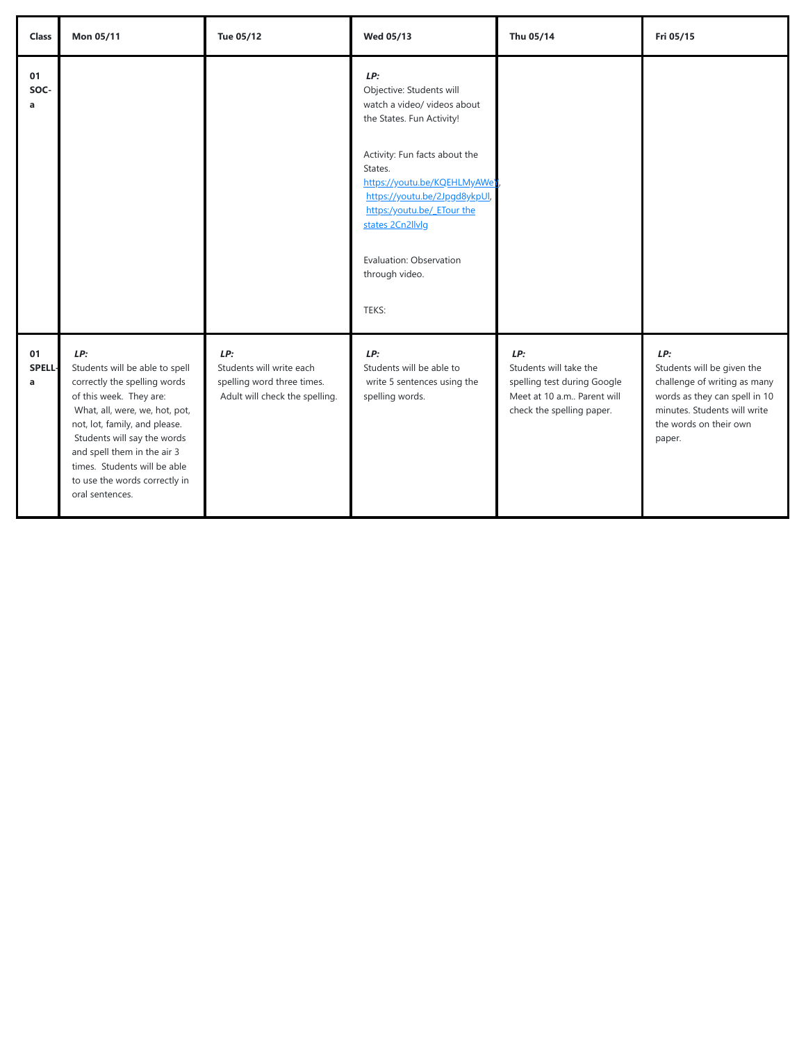| Class | Mon 05/11 | Tue 05/12 | Wed 05/13 | Thu 05/14 | Fri 05/15 |
|---|---|---|---|---|---|
| 01 SOC-a | | | ***LP:*** Objective: Students will watch a video/ videos about the States. Fun Activity!<br><br>Activity: Fun facts about the States. https://youtu.be/KQEHLMyAWeY, https://youtu.be/2Jpgd8ykpUI, https:/youtu.be/_ETour the states 2Cn2llvlg<br><br>Evaluation: Observation through video.<br><br>TEKS: | | |
| 01 SPELL-a | ***LP:*** Students will be able to spell correctly the spelling words of this week. They are: What, all, were, we, hot, pot, not, lot, family, and please. Students will say the words and spell them in the air 3 times. Students will be able to use the words correctly in oral sentences. | ***LP:*** Students will write each spelling word three times. Adult will check the spelling. | ***LP:*** Students will be able to write 5 sentences using the spelling words. | ***LP:*** Students will take the spelling test during Google Meet at 10 a.m.. Parent will check the spelling paper. | ***LP:*** Students will be given the challenge of writing as many words as they can spell in 10 minutes. Students will write the words on their own paper. |